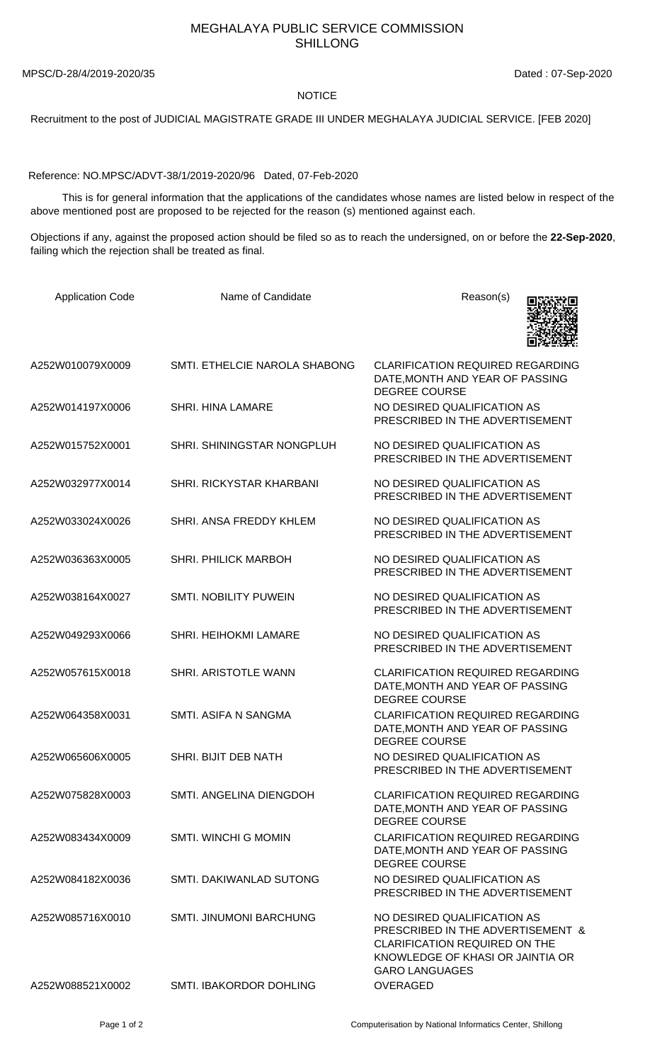# MEGHALAYA PUBLIC SERVICE COMMISSION
## SHILLONG

MPSC/D-28/4/2019-2020/35 Dated : 07-Sep-2020

**NOTICE**

Recruitment to the post of JUDICIAL MAGISTRATE GRADE III UNDER MEGHALAYA JUDICIAL SERVICE. [FEB 2020]

Reference: NO.MPSC/ADVT-38/1/2019-2020/96 Dated, 07-Feb-2020

This is for general information that the applications of the candidates whose names are listed below in respect of the above mentioned post are proposed to be rejected for the reason (s) mentioned against each.

Objections if any, against the proposed action should be filed so as to reach the undersigned, on or before the **22-Sep-2020**, failing which the rejection shall be treated as final.

| Application Code | Name of Candidate | Reason(s) |
|---|---|---|
| A252W010079X0009 | SMTI. ETHELCIE NAROLA SHABONG | CLARIFICATION REQUIRED REGARDING DATE,MONTH AND YEAR OF PASSING DEGREE COURSE |
| A252W014197X0006 | SHRI. HINA LAMARE | NO DESIRED QUALIFICATION AS PRESCRIBED IN THE ADVERTISEMENT |
| A252W015752X0001 | SHRI. SHININGSTAR NONGPLUH | NO DESIRED QUALIFICATION AS PRESCRIBED IN THE ADVERTISEMENT |
| A252W032977X0014 | SHRI. RICKYSTAR KHARBANI | NO DESIRED QUALIFICATION AS PRESCRIBED IN THE ADVERTISEMENT |
| A252W033024X0026 | SHRI. ANSA FREDDY KHLEM | NO DESIRED QUALIFICATION AS PRESCRIBED IN THE ADVERTISEMENT |
| A252W036363X0005 | SHRI. PHILICK MARBOH | NO DESIRED QUALIFICATION AS PRESCRIBED IN THE ADVERTISEMENT |
| A252W038164X0027 | SMTI. NOBILITY PUWEIN | NO DESIRED QUALIFICATION AS PRESCRIBED IN THE ADVERTISEMENT |
| A252W049293X0066 | SHRI. HEIHOKMI LAMARE | NO DESIRED QUALIFICATION AS PRESCRIBED IN THE ADVERTISEMENT |
| A252W057615X0018 | SHRI. ARISTOTLE WANN | CLARIFICATION REQUIRED REGARDING DATE,MONTH AND YEAR OF PASSING DEGREE COURSE |
| A252W064358X0031 | SMTI. ASIFA N SANGMA | CLARIFICATION REQUIRED REGARDING DATE,MONTH AND YEAR OF PASSING DEGREE COURSE |
| A252W065606X0005 | SHRI. BIJIT DEB NATH | NO DESIRED QUALIFICATION AS PRESCRIBED IN THE ADVERTISEMENT |
| A252W075828X0003 | SMTI. ANGELINA DIENGDOH | CLARIFICATION REQUIRED REGARDING DATE,MONTH AND YEAR OF PASSING DEGREE COURSE |
| A252W083434X0009 | SMTI. WINCHI G MOMIN | CLARIFICATION REQUIRED REGARDING DATE,MONTH AND YEAR OF PASSING DEGREE COURSE |
| A252W084182X0036 | SMTI. DAKIWANLAD SUTONG | NO DESIRED QUALIFICATION AS PRESCRIBED IN THE ADVERTISEMENT |
| A252W085716X0010 | SMTI. JINUMONI BARCHUNG | NO DESIRED QUALIFICATION AS PRESCRIBED IN THE ADVERTISEMENT & CLARIFICATION REQUIRED ON THE KNOWLEDGE OF KHASI OR JAINTIA OR GARO LANGUAGES |
| A252W088521X0002 | SMTI. IBAKORDOR DOHLING | OVERAGED |

Computerisation by National Informatics Center, Shillong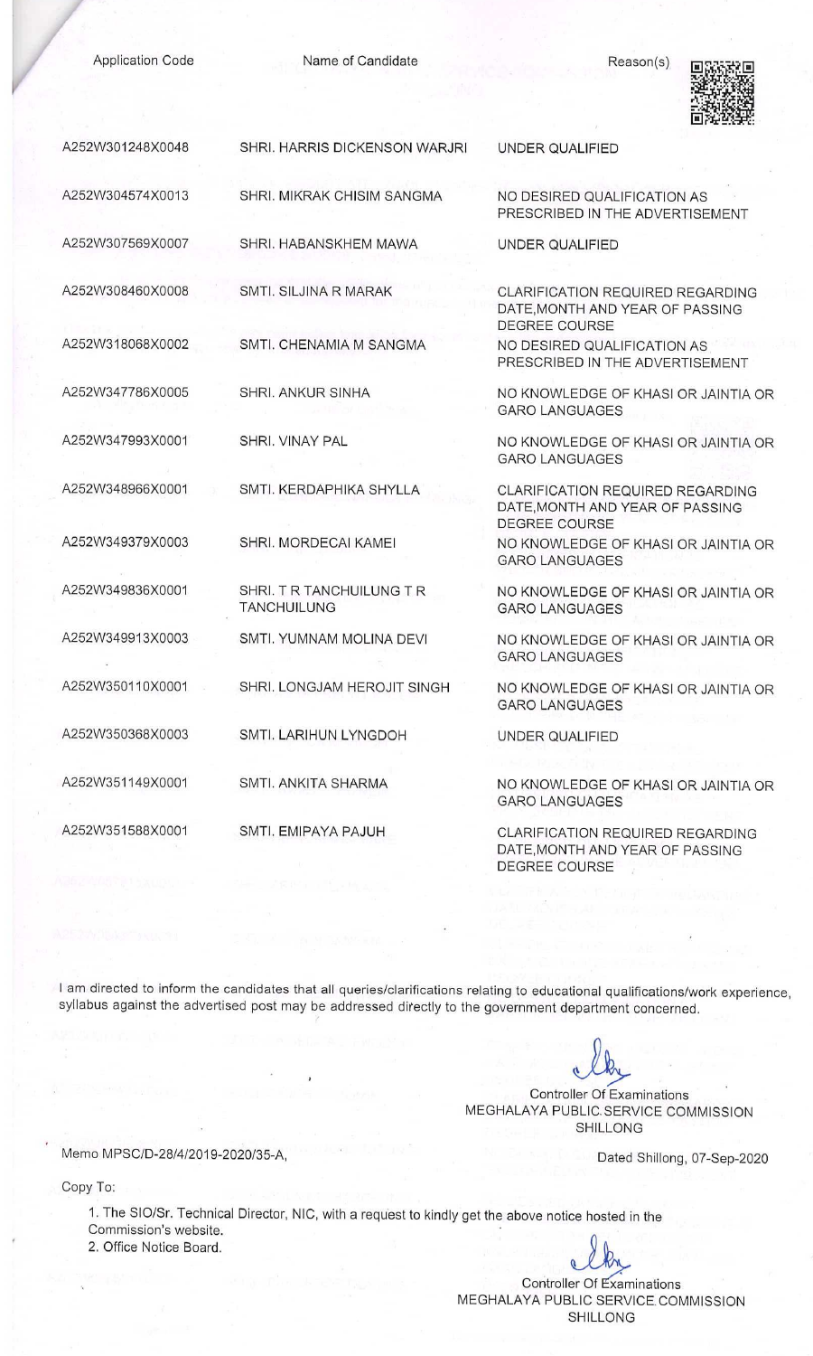| Application Code | Name of Candidate | Reason(s) |
|---|---|---|
| A252W301248X0048 | SHRI. HARRIS DICKENSON WARJRI | UNDER QUALIFIED |
| A252W304574X0013 | SHRI. MIKRAK CHISIM SANGMA | NO DESIRED QUALIFICATION AS PRESCRIBED IN THE ADVERTISEMENT |
| A252W307569X0007 | SHRI. HABANSKHEM MAWA | UNDER QUALIFIED |
| A252W308460X0008 | SMTI. SILJINA R MARAK | CLARIFICATION REQUIRED REGARDING DATE,MONTH AND YEAR OF PASSING DEGREE COURSE |
| A252W318068X0002 | SMTI. CHENAMIA M SANGMA | NO DESIRED QUALIFICATION AS PRESCRIBED IN THE ADVERTISEMENT |
| A252W347786X0005 | SHRI. ANKUR SINHA | NO KNOWLEDGE OF KHASI OR JAINTIA OR GARO LANGUAGES |
| A252W347993X0001 | SHRI. VINAY PAL | NO KNOWLEDGE OF KHASI OR JAINTIA OR GARO LANGUAGES |
| A252W348966X0001 | SMTI. KERDAPHIKA SHYLLA | CLARIFICATION REQUIRED REGARDING DATE,MONTH AND YEAR OF PASSING DEGREE COURSE |
| A252W349379X0003 | SHRI. MORDECAI KAMEI | NO KNOWLEDGE OF KHASI OR JAINTIA OR GARO LANGUAGES |
| A252W349836X0001 | SHRI. T R TANCHUILUNG T R TANCHUILUNG | NO KNOWLEDGE OF KHASI OR JAINTIA OR GARO LANGUAGES |
| A252W349913X0003 | SMTI. YUMNAM MOLINA DEVI | NO KNOWLEDGE OF KHASI OR JAINTIA OR GARO LANGUAGES |
| A252W350110X0001 | SHRI. LONGJAM HEROJIT SINGH | NO KNOWLEDGE OF KHASI OR JAINTIA OR GARO LANGUAGES |
| A252W350368X0003 | SMTI. LARIHUN LYNGDOH | UNDER QUALIFIED |
| A252W351149X0001 | SMTI. ANKITA SHARMA | NO KNOWLEDGE OF KHASI OR JAINTIA OR GARO LANGUAGES |
| A252W351588X0001 | SMTI. EMIPAYA PAJUH | CLARIFICATION REQUIRED REGARDING DATE,MONTH AND YEAR OF PASSING DEGREE COURSE |

I am directed to inform the candidates that all queries/clarifications relating to educational qualifications/work experience, syllabus against the advertised post may be addressed directly to the government department concerned.

Controller Of Examinations
MEGHALAYA PUBLIC SERVICE COMMISSION
SHILLONG

Memo MPSC/D-28/4/2019-2020/35-A, Dated Shillong, 07-Sep-2020

Copy To:

1. The SIO/Sr. Technical Director, NIC, with a request to kindly get the above notice hosted in the Commission's website.
2. Office Notice Board.

Controller Of Examinations
MEGHALAYA PUBLIC SERVICE COMMISSION
SHILLONG